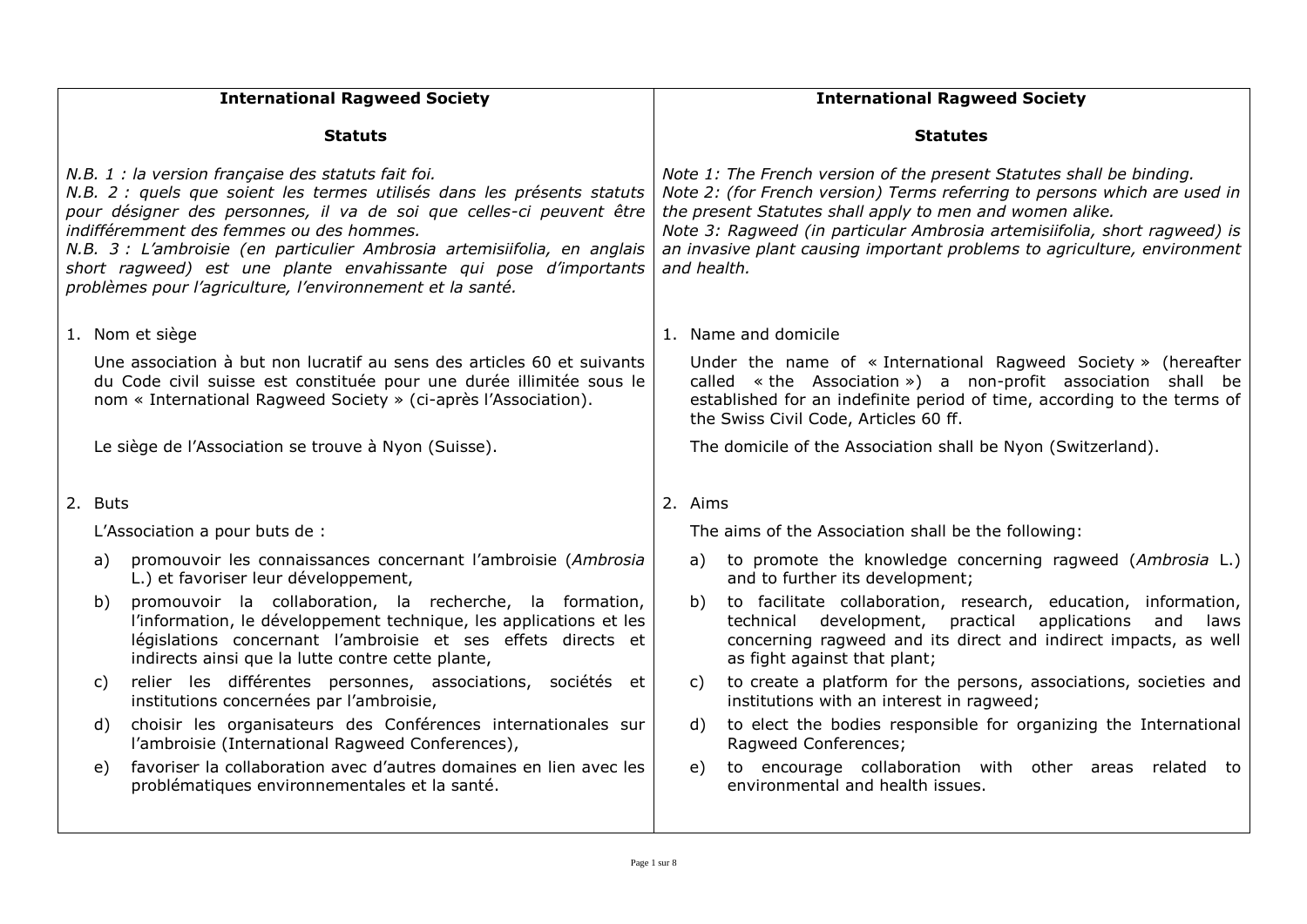# International Ragweed Society

## Statuts

*N.B. 1 : la version française des statuts fait foi.*
*N.B. 2 : quels que soient les termes utilisés dans les présents statuts pour désigner des personnes, il va de soi que celles-ci peuvent être indifféremment des femmes ou des hommes.*
*N.B. 3 : L'ambroisie (en particulier Ambrosia artemisiifolia, en anglais short ragweed) est une plante envahissante qui pose d'importants problèmes pour l'agriculture, l'environnement et la santé.*

1. Nom et siège

   Une association à but non lucratif au sens des articles 60 et suivants du Code civil suisse est constituée pour une durée illimitée sous le nom « International Ragweed Society » (ci-après l'Association).

   Le siège de l'Association se trouve à Nyon (Suisse).

2. Buts

   L'Association a pour buts de :

   a) promouvoir les connaissances concernant l'ambroisie (*Ambrosia* L.) et favoriser leur développement,
   b) promouvoir la collaboration, la recherche, la formation, l'information, le développement technique, les applications et les législations concernant l'ambroisie et ses effets directs et indirects ainsi que la lutte contre cette plante,
   c) relier les différentes personnes, associations, sociétés et institutions concernées par l'ambroisie,
   d) choisir les organisateurs des Conférences internationales sur l'ambroisie (International Ragweed Conferences),
   e) favoriser la collaboration avec d'autres domaines en lien avec les problématiques environnementales et la santé.

# International Ragweed Society

## Statutes

*Note 1: The French version of the present Statutes shall be binding.*
*Note 2: (for French version) Terms referring to persons which are used in the present Statutes shall apply to men and women alike.*
*Note 3: Ragweed (in particular Ambrosia artemisiifolia, short ragweed) is an invasive plant causing important problems to agriculture, environment and health.*

1. Name and domicile

   Under the name of « International Ragweed Society » (hereafter called « the Association ») a non-profit association shall be established for an indefinite period of time, according to the terms of the Swiss Civil Code, Articles 60 ff.

   The domicile of the Association shall be Nyon (Switzerland).

2. Aims

   The aims of the Association shall be the following:

   a) to promote the knowledge concerning ragweed (*Ambrosia* L.) and to further its development;
   b) to facilitate collaboration, research, education, information, technical development, practical applications and laws concerning ragweed and its direct and indirect impacts, as well as fight against that plant;
   c) to create a platform for the persons, associations, societies and institutions with an interest in ragweed;
   d) to elect the bodies responsible for organizing the International Ragweed Conferences;
   e) to encourage collaboration with other areas related to environmental and health issues.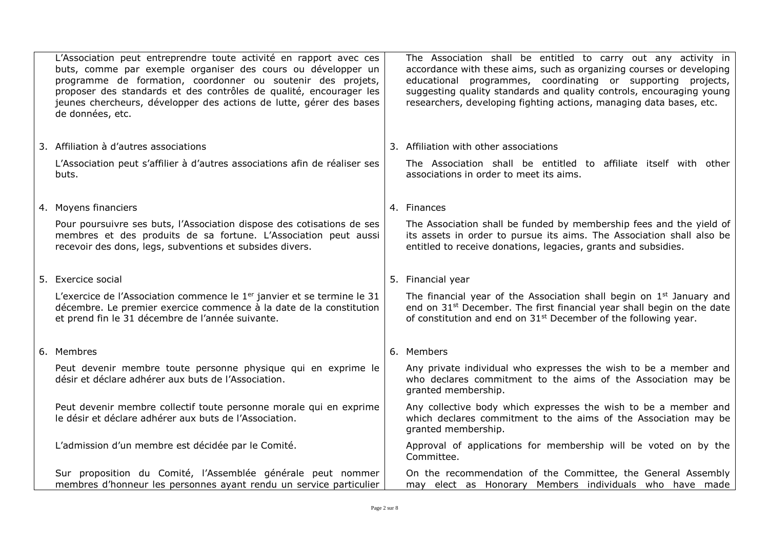| Français | English |
|---|---|
| L'Association peut entreprendre toute activité en rapport avec ces buts, comme par exemple organiser des cours ou développer un programme de formation, coordonner ou soutenir des projets, proposer des standards et des contrôles de qualité, encourager les jeunes chercheurs, développer des actions de lutte, gérer des bases de données, etc. | The Association shall be entitled to carry out any activity in accordance with these aims, such as organizing courses or developing educational programmes, coordinating or supporting projects, suggesting quality standards and quality controls, encouraging young researchers, developing fighting actions, managing data bases, etc. |
| 3. Affiliation à d'autres associations | 3. Affiliation with other associations |
| L'Association peut s'affilier à d'autres associations afin de réaliser ses buts. | The Association shall be entitled to affiliate itself with other associations in order to meet its aims. |
| 4. Moyens financiers | 4. Finances |
| Pour poursuivre ses buts, l'Association dispose des cotisations de ses membres et des produits de sa fortune. L'Association peut aussi recevoir des dons, legs, subventions et subsides divers. | The Association shall be funded by membership fees and the yield of its assets in order to pursue its aims. The Association shall also be entitled to receive donations, legacies, grants and subsidies. |
| 5. Exercice social | 5. Financial year |
| L'exercice de l'Association commence le 1er janvier et se termine le 31 décembre. Le premier exercice commence à la date de la constitution et prend fin le 31 décembre de l'année suivante. | The financial year of the Association shall begin on 1st January and end on 31st December. The first financial year shall begin on the date of constitution and end on 31st December of the following year. |
| 6. Membres | 6. Members |
| Peut devenir membre toute personne physique qui en exprime le désir et déclare adhérer aux buts de l'Association. | Any private individual who expresses the wish to be a member and who declares commitment to the aims of the Association may be granted membership. |
| Peut devenir membre collectif toute personne morale qui en exprime le désir et déclare adhérer aux buts de l'Association. | Any collective body which expresses the wish to be a member and which declares commitment to the aims of the Association may be granted membership. |
| L'admission d'un membre est décidée par le Comité. | Approval of applications for membership will be voted on by the Committee. |
| Sur proposition du Comité, l'Assemblée générale peut nommer membres d'honneur les personnes ayant rendu un service particulier | On the recommendation of the Committee, the General Assembly may elect as Honorary Members individuals who have made |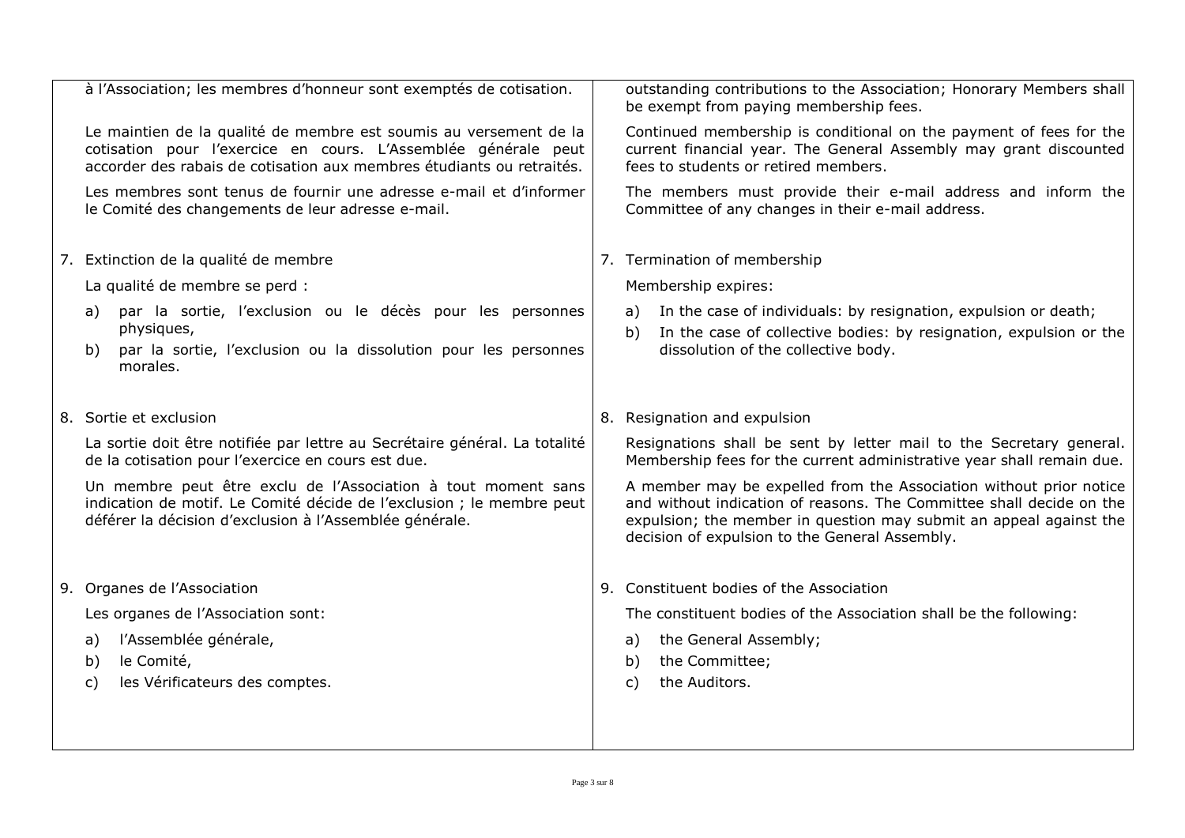| | |
|---|---|
| à l'Association; les membres d'honneur sont exemptés de cotisation.<br><br>Le maintien de la qualité de membre est soumis au versement de la cotisation pour l'exercice en cours. L'Assemblée générale peut accorder des rabais de cotisation aux membres étudiants ou retraités.<br><br>Les membres sont tenus de fournir une adresse e-mail et d'informer le Comité des changements de leur adresse e-mail. | outstanding contributions to the Association; Honorary Members shall be exempt from paying membership fees.<br><br>Continued membership is conditional on the payment of fees for the current financial year. The General Assembly may grant discounted fees to students or retired members.<br><br>The members must provide their e-mail address and inform the Committee of any changes in their e-mail address. |
| 7. Extinction de la qualité de membre<br><br>La qualité de membre se perd :<br><br>a) par la sortie, l'exclusion ou le décès pour les personnes physiques,<br>b) par la sortie, l'exclusion ou la dissolution pour les personnes morales. | 7. Termination of membership<br><br>Membership expires:<br><br>a) In the case of individuals: by resignation, expulsion or death;<br>b) In the case of collective bodies: by resignation, expulsion or the dissolution of the collective body. |
| 8. Sortie et exclusion<br><br>La sortie doit être notifiée par lettre au Secrétaire général. La totalité de la cotisation pour l'exercice en cours est due.<br><br>Un membre peut être exclu de l'Association à tout moment sans indication de motif. Le Comité décide de l'exclusion ; le membre peut déférer la décision d'exclusion à l'Assemblée générale. | 8. Resignation and expulsion<br><br>Resignations shall be sent by letter mail to the Secretary general. Membership fees for the current administrative year shall remain due.<br><br>A member may be expelled from the Association without prior notice and without indication of reasons. The Committee shall decide on the expulsion; the member in question may submit an appeal against the decision of expulsion to the General Assembly. |
| 9. Organes de l'Association<br><br>Les organes de l'Association sont:<br><br>a) l'Assemblée générale,<br>b) le Comité,<br>c) les Vérificateurs des comptes. | 9. Constituent bodies of the Association<br><br>The constituent bodies of the Association shall be the following:<br><br>a) the General Assembly;<br>b) the Committee;<br>c) the Auditors. |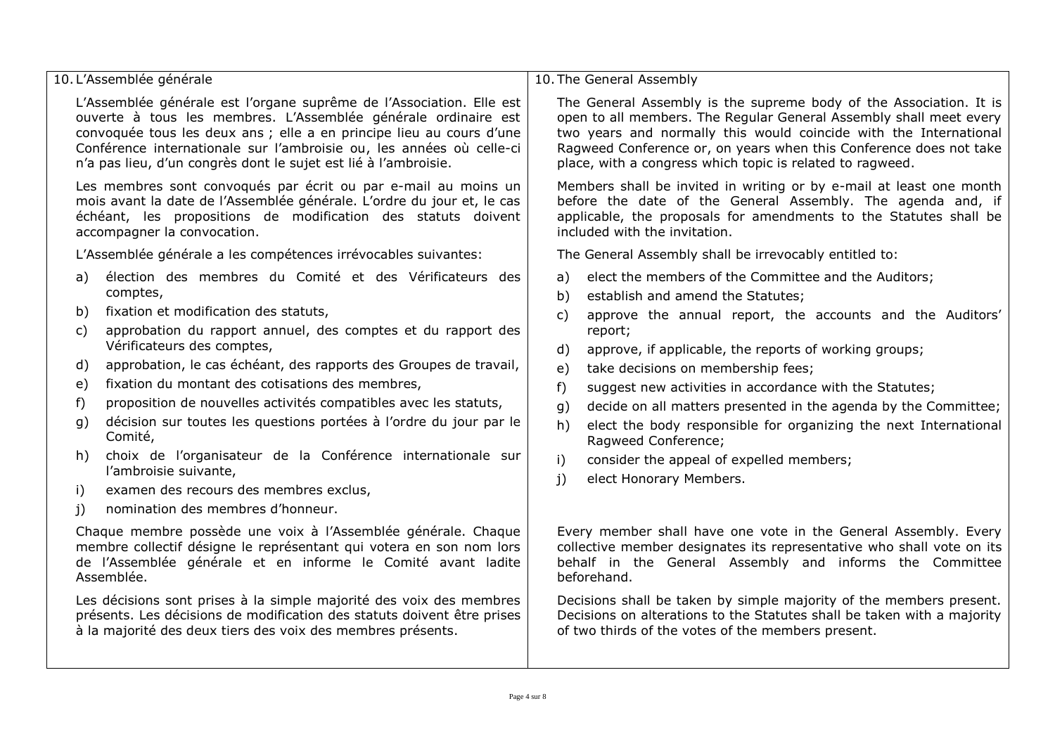## 10. L'Assemblée générale

L'Assemblée générale est l'organe suprême de l'Association. Elle est ouverte à tous les membres. L'Assemblée générale ordinaire est convoquée tous les deux ans ; elle a en principe lieu au cours d'une Conférence internationale sur l'ambroisie ou, les années où celle-ci n'a pas lieu, d'un congrès dont le sujet est lié à l'ambroisie.

Les membres sont convoqués par écrit ou par e-mail au moins un mois avant la date de l'Assemblée générale. L'ordre du jour et, le cas échéant, les propositions de modification des statuts doivent accompagner la convocation.

L'Assemblée générale a les compétences irrévocables suivantes:

a) élection des membres du Comité et des Vérificateurs des comptes,
b) fixation et modification des statuts,
c) approbation du rapport annuel, des comptes et du rapport des Vérificateurs des comptes,
d) approbation, le cas échéant, des rapports des Groupes de travail,
e) fixation du montant des cotisations des membres,
f) proposition de nouvelles activités compatibles avec les statuts,
g) décision sur toutes les questions portées à l'ordre du jour par le Comité,
h) choix de l'organisateur de la Conférence internationale sur l'ambroisie suivante,
i) examen des recours des membres exclus,
j) nomination des membres d'honneur.

Chaque membre possède une voix à l'Assemblée générale. Chaque membre collectif désigne le représentant qui votera en son nom lors de l'Assemblée générale et en informe le Comité avant ladite Assemblée.

Les décisions sont prises à la simple majorité des voix des membres présents. Les décisions de modification des statuts doivent être prises à la majorité des deux tiers des voix des membres présents.

## 10. The General Assembly

The General Assembly is the supreme body of the Association. It is open to all members. The Regular General Assembly shall meet every two years and normally this would coincide with the International Ragweed Conference or, on years when this Conference does not take place, with a congress which topic is related to ragweed.

Members shall be invited in writing or by e-mail at least one month before the date of the General Assembly. The agenda and, if applicable, the proposals for amendments to the Statutes shall be included with the invitation.

The General Assembly shall be irrevocably entitled to:

a) elect the members of the Committee and the Auditors;
b) establish and amend the Statutes;
c) approve the annual report, the accounts and the Auditors' report;
d) approve, if applicable, the reports of working groups;
e) take decisions on membership fees;
f) suggest new activities in accordance with the Statutes;
g) decide on all matters presented in the agenda by the Committee;
h) elect the body responsible for organizing the next International Ragweed Conference;
i) consider the appeal of expelled members;
j) elect Honorary Members.

Every member shall have one vote in the General Assembly. Every collective member designates its representative who shall vote on its behalf in the General Assembly and informs the Committee beforehand.

Decisions shall be taken by simple majority of the members present. Decisions on alterations to the Statutes shall be taken with a majority of two thirds of the votes of the members present.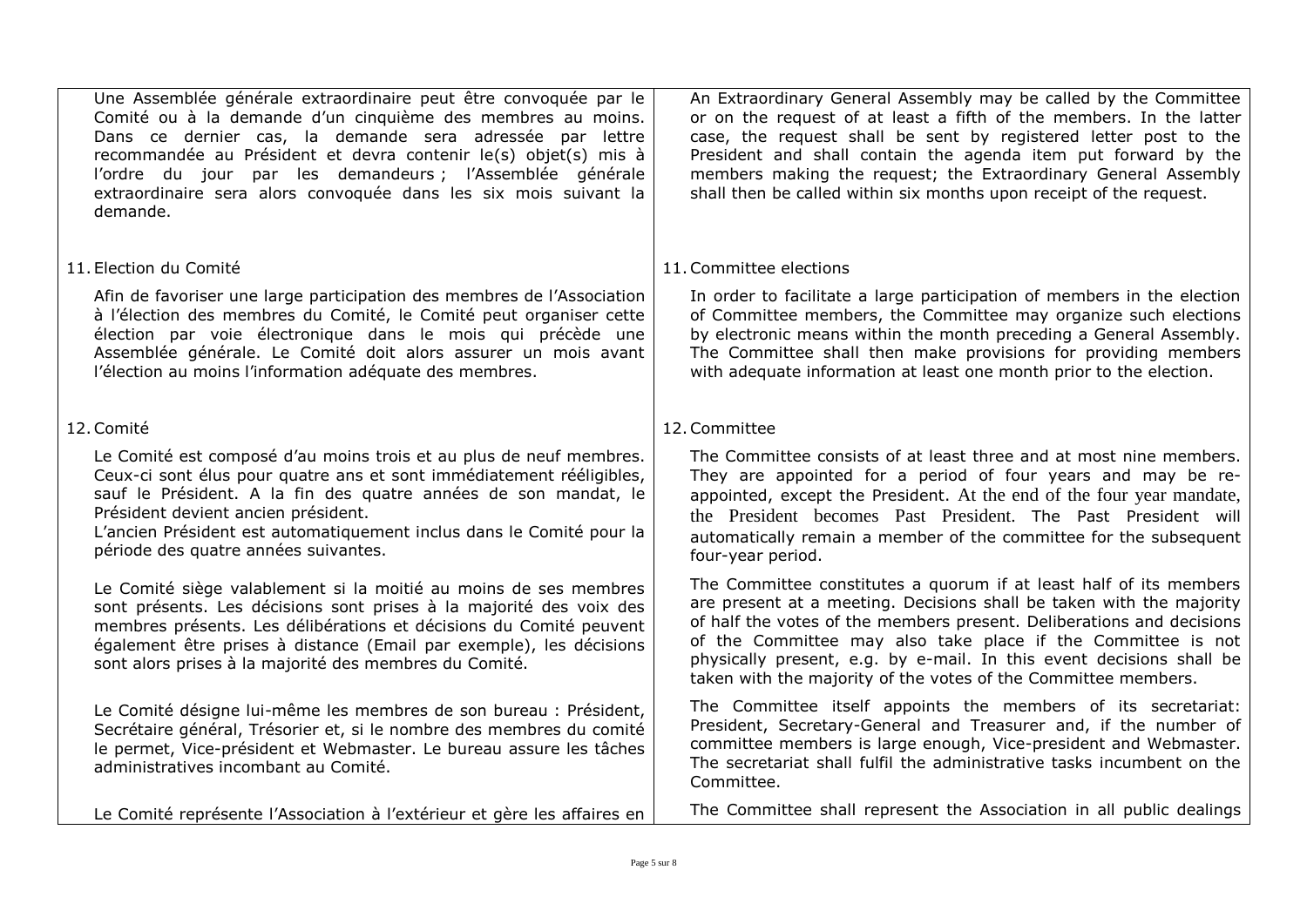| | |
|---|---|
| Une Assemblée générale extraordinaire peut être convoquée par le Comité ou à la demande d'un cinquième des membres au moins. Dans ce dernier cas, la demande sera adressée par lettre recommandée au Président et devra contenir le(s) objet(s) mis à l'ordre du jour par les demandeurs ; l'Assemblée générale extraordinaire sera alors convoquée dans les six mois suivant la demande. | An Extraordinary General Assembly may be called by the Committee or on the request of at least a fifth of the members. In the latter case, the request shall be sent by registered letter post to the President and shall contain the agenda item put forward by the members making the request; the Extraordinary General Assembly shall then be called within six months upon receipt of the request. |
| 11. Election du Comité | 11. Committee elections |
| Afin de favoriser une large participation des membres de l'Association à l'élection des membres du Comité, le Comité peut organiser cette élection par voie électronique dans le mois qui précède une Assemblée générale. Le Comité doit alors assurer un mois avant l'élection au moins l'information adéquate des membres. | In order to facilitate a large participation of members in the election of Committee members, the Committee may organize such elections by electronic means within the month preceding a General Assembly. The Committee shall then make provisions for providing members with adequate information at least one month prior to the election. |
| 12. Comité | 12. Committee |
| Le Comité est composé d'au moins trois et au plus de neuf membres. Ceux-ci sont élus pour quatre ans et sont immédiatement rééligibles, sauf le Président. A la fin des quatre années de son mandat, le Président devient ancien président.<br>L'ancien Président est automatiquement inclus dans le Comité pour la période des quatre années suivantes. | The Committee consists of at least three and at most nine members. They are appointed for a period of four years and may be re-appointed, except the President. At the end of the four year mandate, the President becomes Past President. The Past President will automatically remain a member of the committee for the subsequent four-year period. |
| Le Comité siège valablement si la moitié au moins de ses membres sont présents. Les décisions sont prises à la majorité des voix des membres présents. Les délibérations et décisions du Comité peuvent également être prises à distance (Email par exemple), les décisions sont alors prises à la majorité des membres du Comité. | The Committee constitutes a quorum if at least half of its members are present at a meeting. Decisions shall be taken with the majority of half the votes of the members present. Deliberations and decisions of the Committee may also take place if the Committee is not physically present, e.g. by e-mail. In this event decisions shall be taken with the majority of the votes of the Committee members. |
| Le Comité désigne lui-même les membres de son bureau : Président, Secrétaire général, Trésorier et, si le nombre des membres du comité le permet, Vice-président et Webmaster. Le bureau assure les tâches administratives incombant au Comité. | The Committee itself appoints the members of its secretariat: President, Secretary-General and Treasurer and, if the number of committee members is large enough, Vice-president and Webmaster. The secretariat shall fulfil the administrative tasks incumbent on the Committee. |
| Le Comité représente l'Association à l'extérieur et gère les affaires en | The Committee shall represent the Association in all public dealings |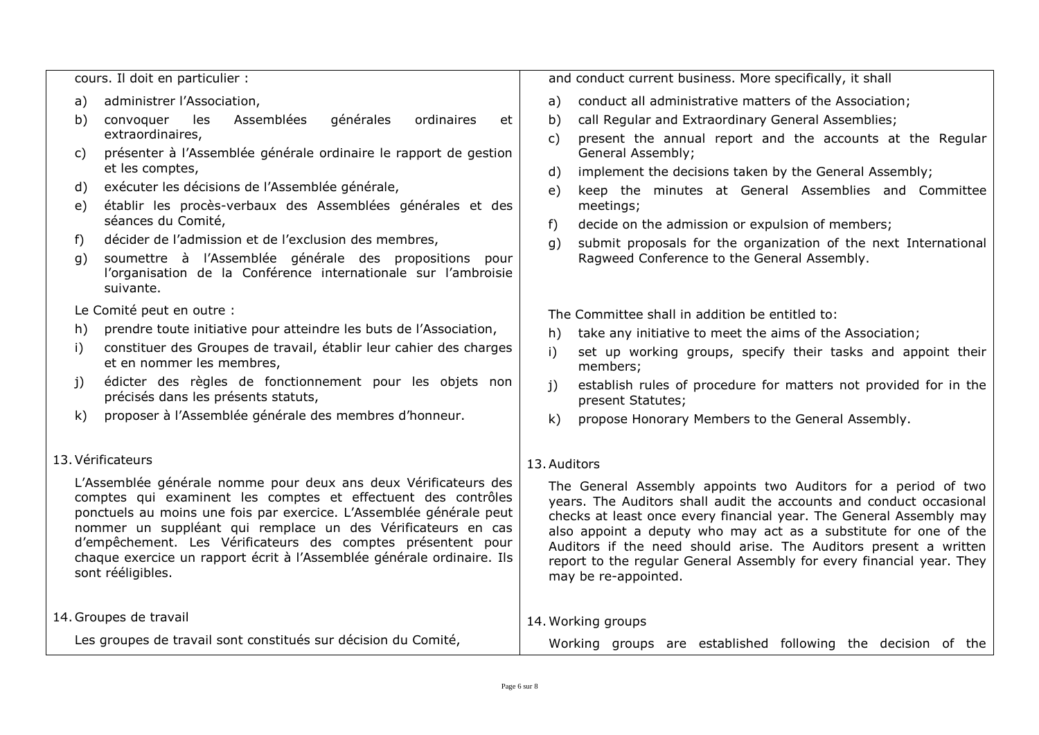cours. Il doit en particulier :

a) administrer l'Association,
b) convoquer les Assemblées générales ordinaires et extraordinaires,
c) présenter à l'Assemblée générale ordinaire le rapport de gestion et les comptes,
d) exécuter les décisions de l'Assemblée générale,
e) établir les procès-verbaux des Assemblées générales et des séances du Comité,
f) décider de l'admission et de l'exclusion des membres,
g) soumettre à l'Assemblée générale des propositions pour l'organisation de la Conférence internationale sur l'ambroisie suivante.

Le Comité peut en outre :

h) prendre toute initiative pour atteindre les buts de l'Association,
i) constituer des Groupes de travail, établir leur cahier des charges et en nommer les membres,
j) édicter des règles de fonctionnement pour les objets non précisés dans les présents statuts,
k) proposer à l'Assemblée générale des membres d'honneur.

13. Vérificateurs

L'Assemblée générale nomme pour deux ans deux Vérificateurs des comptes qui examinent les comptes et effectuent des contrôles ponctuels au moins une fois par exercice. L'Assemblée générale peut nommer un suppléant qui remplace un des Vérificateurs en cas d'empêchement. Les Vérificateurs des comptes présentent pour chaque exercice un rapport écrit à l'Assemblée générale ordinaire. Ils sont rééligibles.

14. Groupes de travail

Les groupes de travail sont constitués sur décision du Comité,

and conduct current business. More specifically, it shall

a) conduct all administrative matters of the Association;
b) call Regular and Extraordinary General Assemblies;
c) present the annual report and the accounts at the Regular General Assembly;
d) implement the decisions taken by the General Assembly;
e) keep the minutes at General Assemblies and Committee meetings;
f) decide on the admission or expulsion of members;
g) submit proposals for the organization of the next International Ragweed Conference to the General Assembly.

The Committee shall in addition be entitled to:

h) take any initiative to meet the aims of the Association;
i) set up working groups, specify their tasks and appoint their members;
j) establish rules of procedure for matters not provided for in the present Statutes;
k) propose Honorary Members to the General Assembly.

13. Auditors

The General Assembly appoints two Auditors for a period of two years. The Auditors shall audit the accounts and conduct occasional checks at least once every financial year. The General Assembly may also appoint a deputy who may act as a substitute for one of the Auditors if the need should arise. The Auditors present a written report to the regular General Assembly for every financial year. They may be re-appointed.

14. Working groups

Working groups are established following the decision of the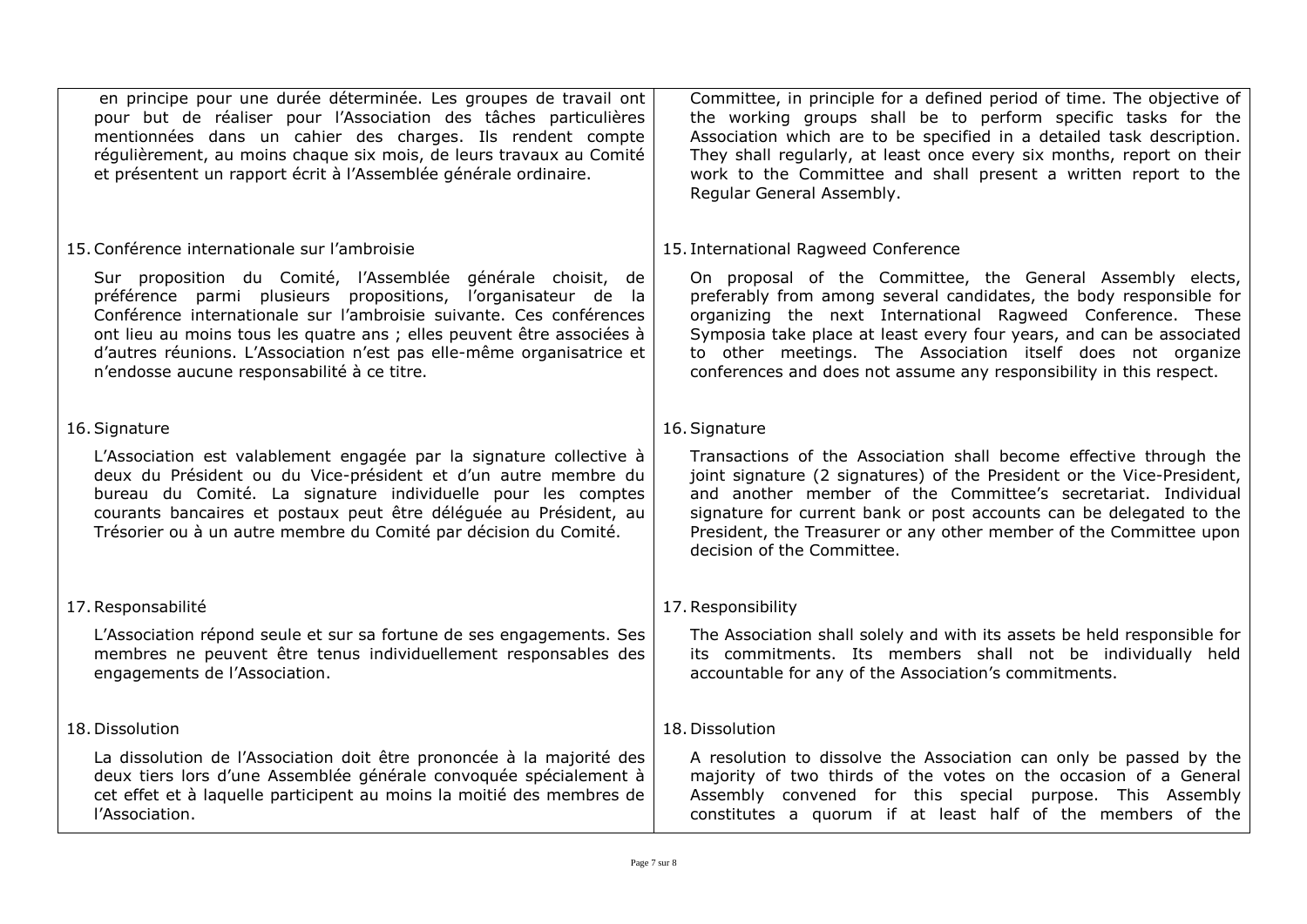| | |
|---|---|
| en principe pour une durée déterminée. Les groupes de travail ont pour but de réaliser pour l'Association des tâches particulières mentionnées dans un cahier des charges. Ils rendent compte régulièrement, au moins chaque six mois, de leurs travaux au Comité et présentent un rapport écrit à l'Assemblée générale ordinaire. | Committee, in principle for a defined period of time. The objective of the working groups shall be to perform specific tasks for the Association which are to be specified in a detailed task description. They shall regularly, at least once every six months, report on their work to the Committee and shall present a written report to the Regular General Assembly. |
| 15. Conférence internationale sur l'ambroisie | 15. International Ragweed Conference |
| Sur proposition du Comité, l'Assemblée générale choisit, de préférence parmi plusieurs propositions, l'organisateur de la Conférence internationale sur l'ambroisie suivante. Ces conférences ont lieu au moins tous les quatre ans ; elles peuvent être associées à d'autres réunions. L'Association n'est pas elle-même organisatrice et n'endosse aucune responsabilité à ce titre. | On proposal of the Committee, the General Assembly elects, preferably from among several candidates, the body responsible for organizing the next International Ragweed Conference. These Symposia take place at least every four years, and can be associated to other meetings. The Association itself does not organize conferences and does not assume any responsibility in this respect. |
| 16. Signature | 16. Signature |
| L'Association est valablement engagée par la signature collective à deux du Président ou du Vice-président et d'un autre membre du bureau du Comité. La signature individuelle pour les comptes courants bancaires et postaux peut être déléguée au Président, au Trésorier ou à un autre membre du Comité par décision du Comité. | Transactions of the Association shall become effective through the joint signature (2 signatures) of the President or the Vice-President, and another member of the Committee's secretariat. Individual signature for current bank or post accounts can be delegated to the President, the Treasurer or any other member of the Committee upon decision of the Committee. |
| 17. Responsabilité | 17. Responsibility |
| L'Association répond seule et sur sa fortune de ses engagements. Ses membres ne peuvent être tenus individuellement responsables des engagements de l'Association. | The Association shall solely and with its assets be held responsible for its commitments. Its members shall not be individually held accountable for any of the Association's commitments. |
| 18. Dissolution | 18. Dissolution |
| La dissolution de l'Association doit être prononcée à la majorité des deux tiers lors d'une Assemblée générale convoquée spécialement à cet effet et à laquelle participent au moins la moitié des membres de l'Association. | A resolution to dissolve the Association can only be passed by the majority of two thirds of the votes on the occasion of a General Assembly convened for this special purpose. This Assembly constitutes a quorum if at least half of the members of the |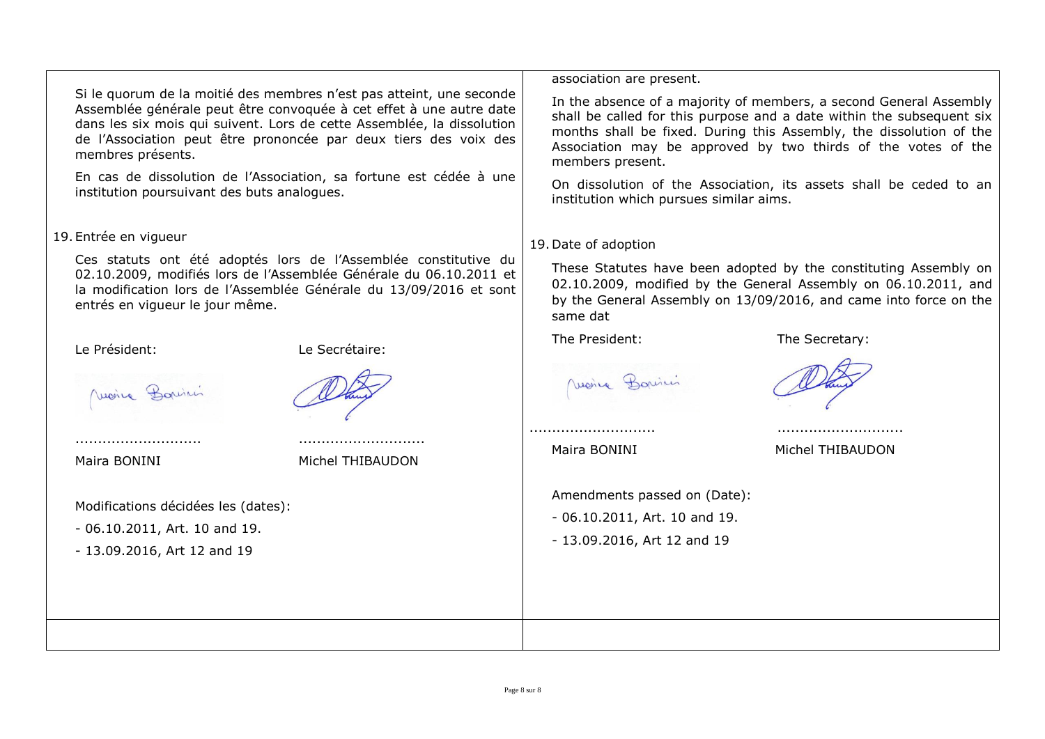Si le quorum de la moitié des membres n'est pas atteint, une seconde Assemblée générale peut être convoquée à cet effet à une autre date dans les six mois qui suivent. Lors de cette Assemblée, la dissolution de l'Association peut être prononcée par deux tiers des voix des membres présents.

En cas de dissolution de l'Association, sa fortune est cédée à une institution poursuivant des buts analogues.

19. Entrée en vigueur

Ces statuts ont été adoptés lors de l'Assemblée constitutive du 02.10.2009, modifiés lors de l'Assemblée Générale du 06.10.2011 et la modification lors de l'Assemblée Générale du 13/09/2016 et sont entrés en vigueur le jour même.

| | |
|---|---|
| Le Président: | Le Secrétaire: |
| ............................ | ............................ |
| Maira BONINI | Michel THIBAUDON |

Modifications décidées les (dates):

- 06.10.2011, Art. 10 and 19.
- 13.09.2016, Art 12 and 19

association are present.

In the absence of a majority of members, a second General Assembly shall be called for this purpose and a date within the subsequent six months shall be fixed. During this Assembly, the dissolution of the Association may be approved by two thirds of the votes of the members present.

On dissolution of the Association, its assets shall be ceded to an institution which pursues similar aims.

19. Date of adoption

These Statutes have been adopted by the constituting Assembly on 02.10.2009, modified by the General Assembly on 06.10.2011, and by the General Assembly on 13/09/2016, and came into force on the same dat

| | |
|---|---|
| The President: | The Secretary: |
| ............................ | ............................ |
| Maira BONINI | Michel THIBAUDON |

Amendments passed on (Date):

- 06.10.2011, Art. 10 and 19.
- 13.09.2016, Art 12 and 19